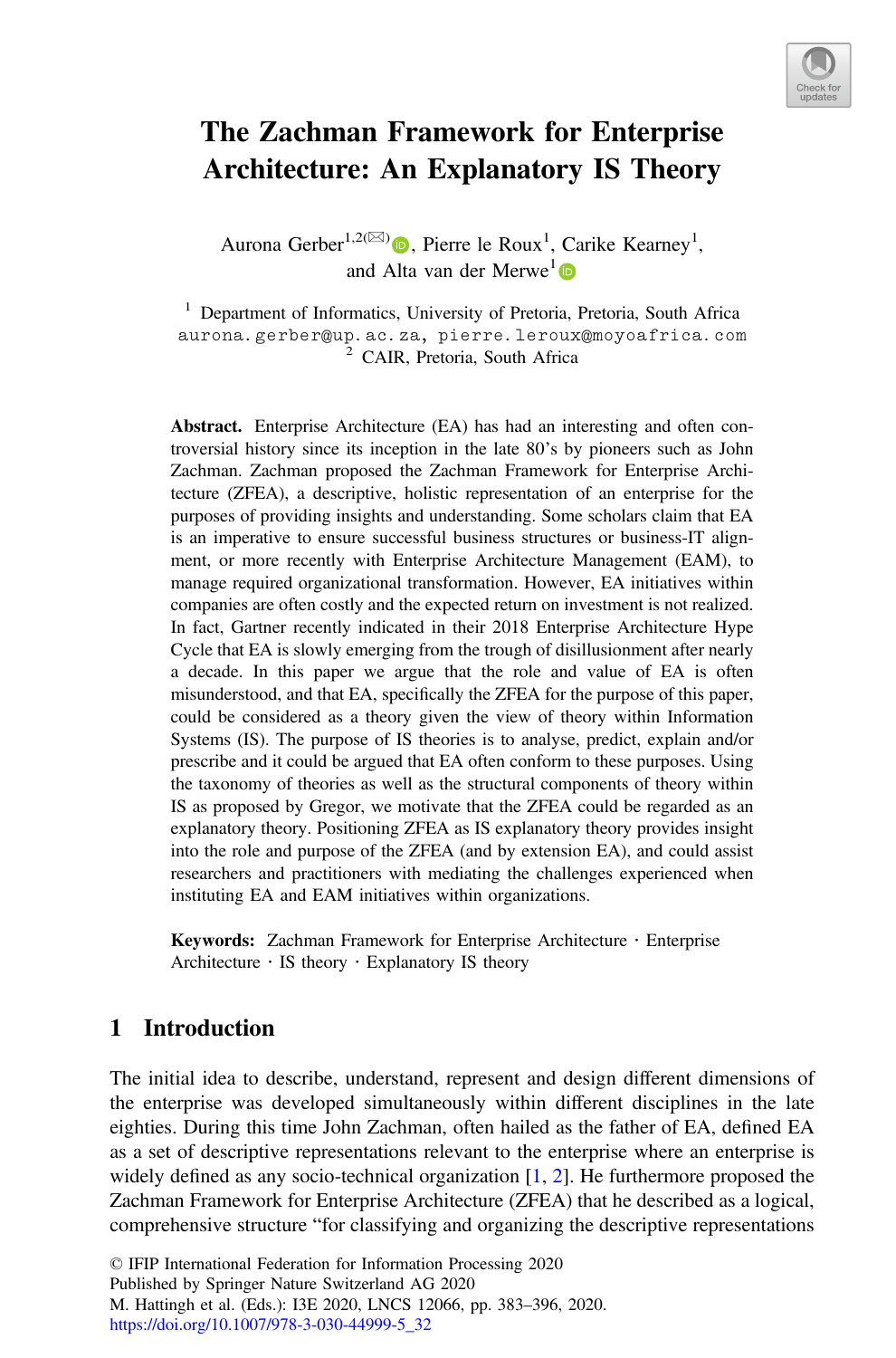# The Zachman Framework for Enterprise Architecture: An Explanatory IS Theory

Aurona Gerber[1,2](✉), Pierre le Roux[1], Carike Kearney[1], and Alta van der Merwe[1]

[1] Department of Informatics, University of Pretoria, Pretoria, South Africa
aurona.gerber@up.ac.za, pierre.leroux@moyoafrica.com
[2] CAIR, Pretoria, South Africa

**Abstract.** Enterprise Architecture (EA) has had an interesting and often controversial history since its inception in the late 80's by pioneers such as John Zachman. Zachman proposed the Zachman Framework for Enterprise Architecture (ZFEA), a descriptive, holistic representation of an enterprise for the purposes of providing insights and understanding. Some scholars claim that EA is an imperative to ensure successful business structures or business-IT alignment, or more recently with Enterprise Architecture Management (EAM), to manage required organizational transformation. However, EA initiatives within companies are often costly and the expected return on investment is not realized. In fact, Gartner recently indicated in their 2018 Enterprise Architecture Hype Cycle that EA is slowly emerging from the trough of disillusionment after nearly a decade. In this paper we argue that the role and value of EA is often misunderstood, and that EA, specifically the ZFEA for the purpose of this paper, could be considered as a theory given the view of theory within Information Systems (IS). The purpose of IS theories is to analyse, predict, explain and/or prescribe and it could be argued that EA often conform to these purposes. Using the taxonomy of theories as well as the structural components of theory within IS as proposed by Gregor, we motivate that the ZFEA could be regarded as an explanatory theory. Positioning ZFEA as IS explanatory theory provides insight into the role and purpose of the ZFEA (and by extension EA), and could assist researchers and practitioners with mediating the challenges experienced when instituting EA and EAM initiatives within organizations.

**Keywords:** Zachman Framework for Enterprise Architecture · Enterprise Architecture · IS theory · Explanatory IS theory

## 1 Introduction

The initial idea to describe, understand, represent and design different dimensions of the enterprise was developed simultaneously within different disciplines in the late eighties. During this time John Zachman, often hailed as the father of EA, defined EA as a set of descriptive representations relevant to the enterprise where an enterprise is widely defined as any socio-technical organization [1, 2]. He furthermore proposed the Zachman Framework for Enterprise Architecture (ZFEA) that he described as a logical, comprehensive structure "for classifying and organizing the descriptive representations

© IFIP International Federation for Information Processing 2020
Published by Springer Nature Switzerland AG 2020
M. Hattingh et al. (Eds.): I3E 2020, LNCS 12066, pp. 383–396, 2020.
https://doi.org/10.1007/978-3-030-44999-5_32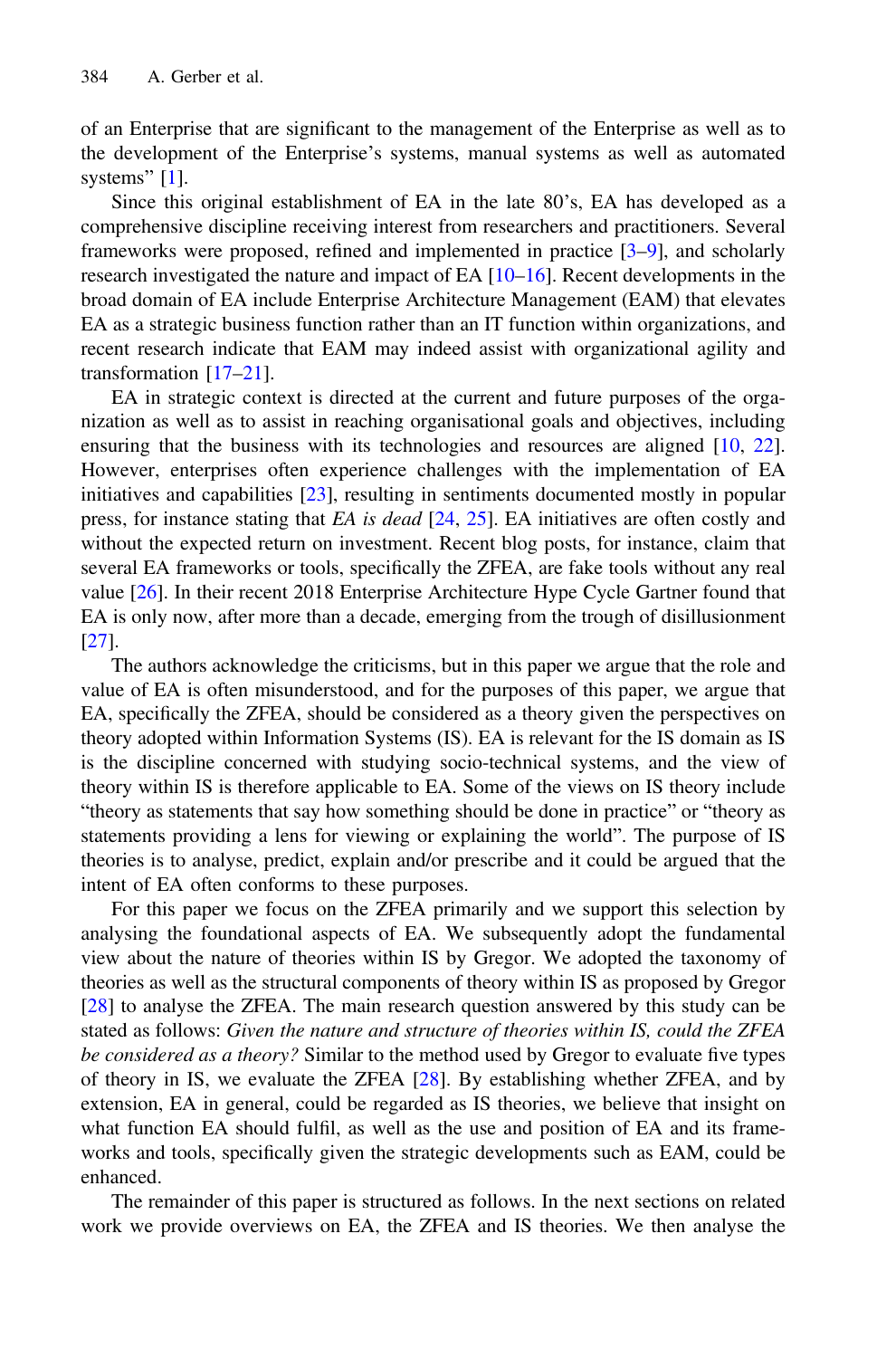of an Enterprise that are significant to the management of the Enterprise as well as to the development of the Enterprise's systems, manual systems as well as automated systems" [1].

Since this original establishment of EA in the late 80's, EA has developed as a comprehensive discipline receiving interest from researchers and practitioners. Several frameworks were proposed, refined and implemented in practice [3–9], and scholarly research investigated the nature and impact of EA [10–16]. Recent developments in the broad domain of EA include Enterprise Architecture Management (EAM) that elevates EA as a strategic business function rather than an IT function within organizations, and recent research indicate that EAM may indeed assist with organizational agility and transformation [17–21].

EA in strategic context is directed at the current and future purposes of the organization as well as to assist in reaching organisational goals and objectives, including ensuring that the business with its technologies and resources are aligned [10, 22]. However, enterprises often experience challenges with the implementation of EA initiatives and capabilities [23], resulting in sentiments documented mostly in popular press, for instance stating that *EA is dead* [24, 25]. EA initiatives are often costly and without the expected return on investment. Recent blog posts, for instance, claim that several EA frameworks or tools, specifically the ZFEA, are fake tools without any real value [26]. In their recent 2018 Enterprise Architecture Hype Cycle Gartner found that EA is only now, after more than a decade, emerging from the trough of disillusionment [27].

The authors acknowledge the criticisms, but in this paper we argue that the role and value of EA is often misunderstood, and for the purposes of this paper, we argue that EA, specifically the ZFEA, should be considered as a theory given the perspectives on theory adopted within Information Systems (IS). EA is relevant for the IS domain as IS is the discipline concerned with studying socio-technical systems, and the view of theory within IS is therefore applicable to EA. Some of the views on IS theory include "theory as statements that say how something should be done in practice" or "theory as statements providing a lens for viewing or explaining the world". The purpose of IS theories is to analyse, predict, explain and/or prescribe and it could be argued that the intent of EA often conforms to these purposes.

For this paper we focus on the ZFEA primarily and we support this selection by analysing the foundational aspects of EA. We subsequently adopt the fundamental view about the nature of theories within IS by Gregor. We adopted the taxonomy of theories as well as the structural components of theory within IS as proposed by Gregor [28] to analyse the ZFEA. The main research question answered by this study can be stated as follows: *Given the nature and structure of theories within IS, could the ZFEA be considered as a theory?* Similar to the method used by Gregor to evaluate five types of theory in IS, we evaluate the ZFEA [28]. By establishing whether ZFEA, and by extension, EA in general, could be regarded as IS theories, we believe that insight on what function EA should fulfil, as well as the use and position of EA and its frameworks and tools, specifically given the strategic developments such as EAM, could be enhanced.

The remainder of this paper is structured as follows. In the next sections on related work we provide overviews on EA, the ZFEA and IS theories. We then analyse the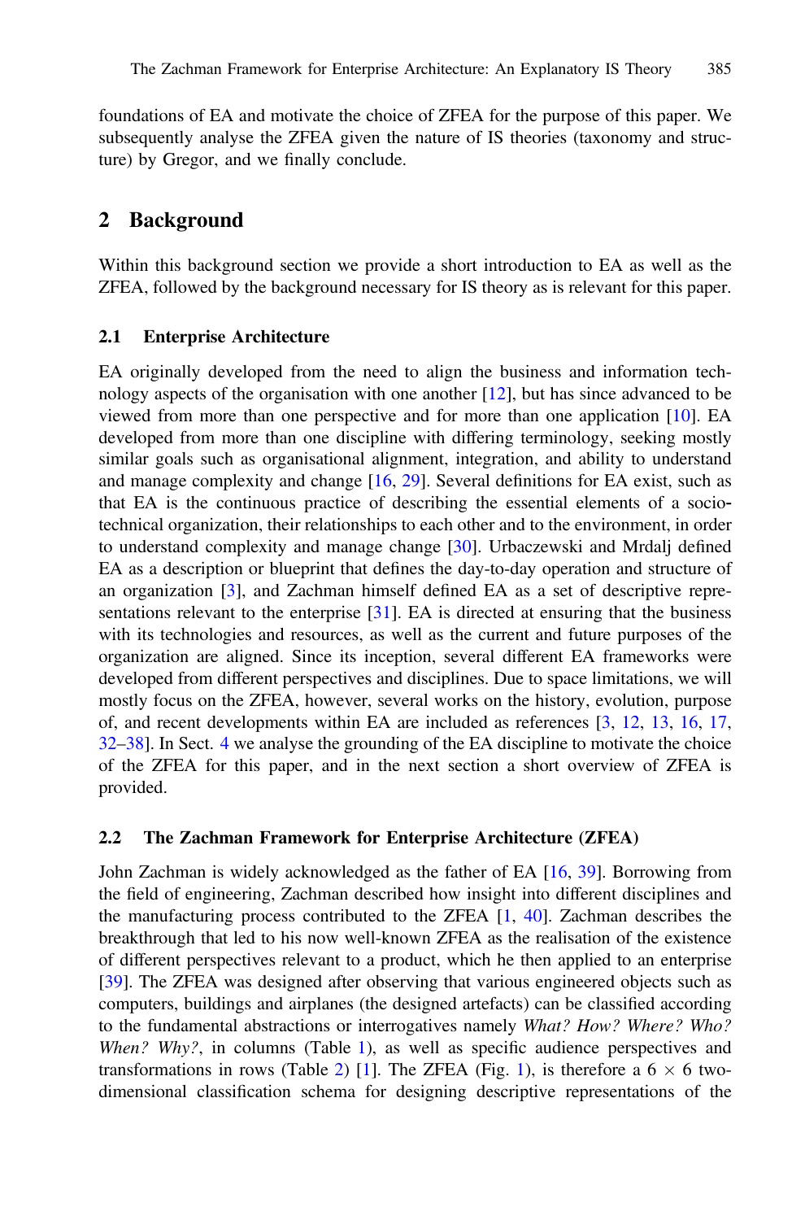foundations of EA and motivate the choice of ZFEA for the purpose of this paper. We subsequently analyse the ZFEA given the nature of IS theories (taxonomy and structure) by Gregor, and we finally conclude.

## 2 Background

Within this background section we provide a short introduction to EA as well as the ZFEA, followed by the background necessary for IS theory as is relevant for this paper.

### 2.1 Enterprise Architecture

EA originally developed from the need to align the business and information technology aspects of the organisation with one another [12], but has since advanced to be viewed from more than one perspective and for more than one application [10]. EA developed from more than one discipline with differing terminology, seeking mostly similar goals such as organisational alignment, integration, and ability to understand and manage complexity and change [16, 29]. Several definitions for EA exist, such as that EA is the continuous practice of describing the essential elements of a socio-technical organization, their relationships to each other and to the environment, in order to understand complexity and manage change [30]. Urbaczewski and Mrdalj defined EA as a description or blueprint that defines the day-to-day operation and structure of an organization [3], and Zachman himself defined EA as a set of descriptive representations relevant to the enterprise [31]. EA is directed at ensuring that the business with its technologies and resources, as well as the current and future purposes of the organization are aligned. Since its inception, several different EA frameworks were developed from different perspectives and disciplines. Due to space limitations, we will mostly focus on the ZFEA, however, several works on the history, evolution, purpose of, and recent developments within EA are included as references [3, 12, 13, 16, 17, 32–38]. In Sect. 4 we analyse the grounding of the EA discipline to motivate the choice of the ZFEA for this paper, and in the next section a short overview of ZFEA is provided.

### 2.2 The Zachman Framework for Enterprise Architecture (ZFEA)

John Zachman is widely acknowledged as the father of EA [16, 39]. Borrowing from the field of engineering, Zachman described how insight into different disciplines and the manufacturing process contributed to the ZFEA [1, 40]. Zachman describes the breakthrough that led to his now well-known ZFEA as the realisation of the existence of different perspectives relevant to a product, which he then applied to an enterprise [39]. The ZFEA was designed after observing that various engineered objects such as computers, buildings and airplanes (the designed artefacts) can be classified according to the fundamental abstractions or interrogatives namely *What? How? Where? Who? When? Why?*, in columns (Table 1), as well as specific audience perspectives and transformations in rows (Table 2) [1]. The ZFEA (Fig. 1), is therefore a $6 \times 6$ two-dimensional classification schema for designing descriptive representations of the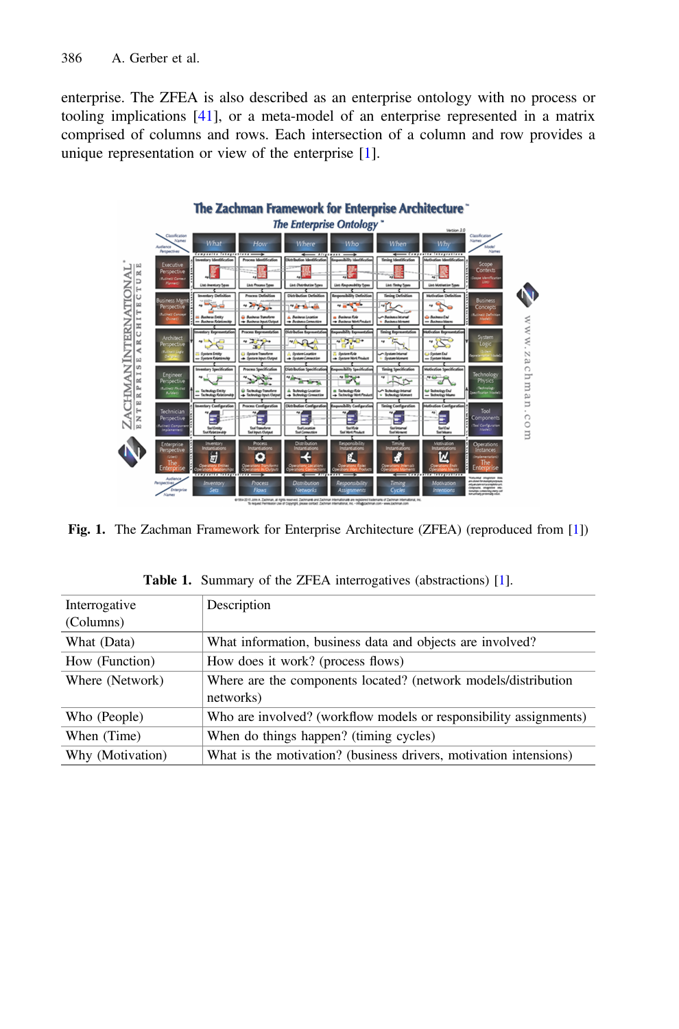enterprise. The ZFEA is also described as an enterprise ontology with no process or tooling implications [41], or a meta-model of an enterprise represented in a matrix comprised of columns and rows. Each intersection of a column and row provides a unique representation or view of the enterprise [1].

**Fig. 1.** The Zachman Framework for Enterprise Architecture (ZFEA) (reproduced from [1])

**Table 1.** Summary of the ZFEA interrogatives (abstractions) [1].

| Interrogative (Columns) | Description |
| --- | --- |
| What (Data) | What information, business data and objects are involved? |
| How (Function) | How does it work? (process flows) |
| Where (Network) | Where are the components located? (network models/distribution networks) |
| Who (People) | Who are involved? (workflow models or responsibility assignments) |
| When (Time) | When do things happen? (timing cycles) |
| Why (Motivation) | What is the motivation? (business drivers, motivation intensions) |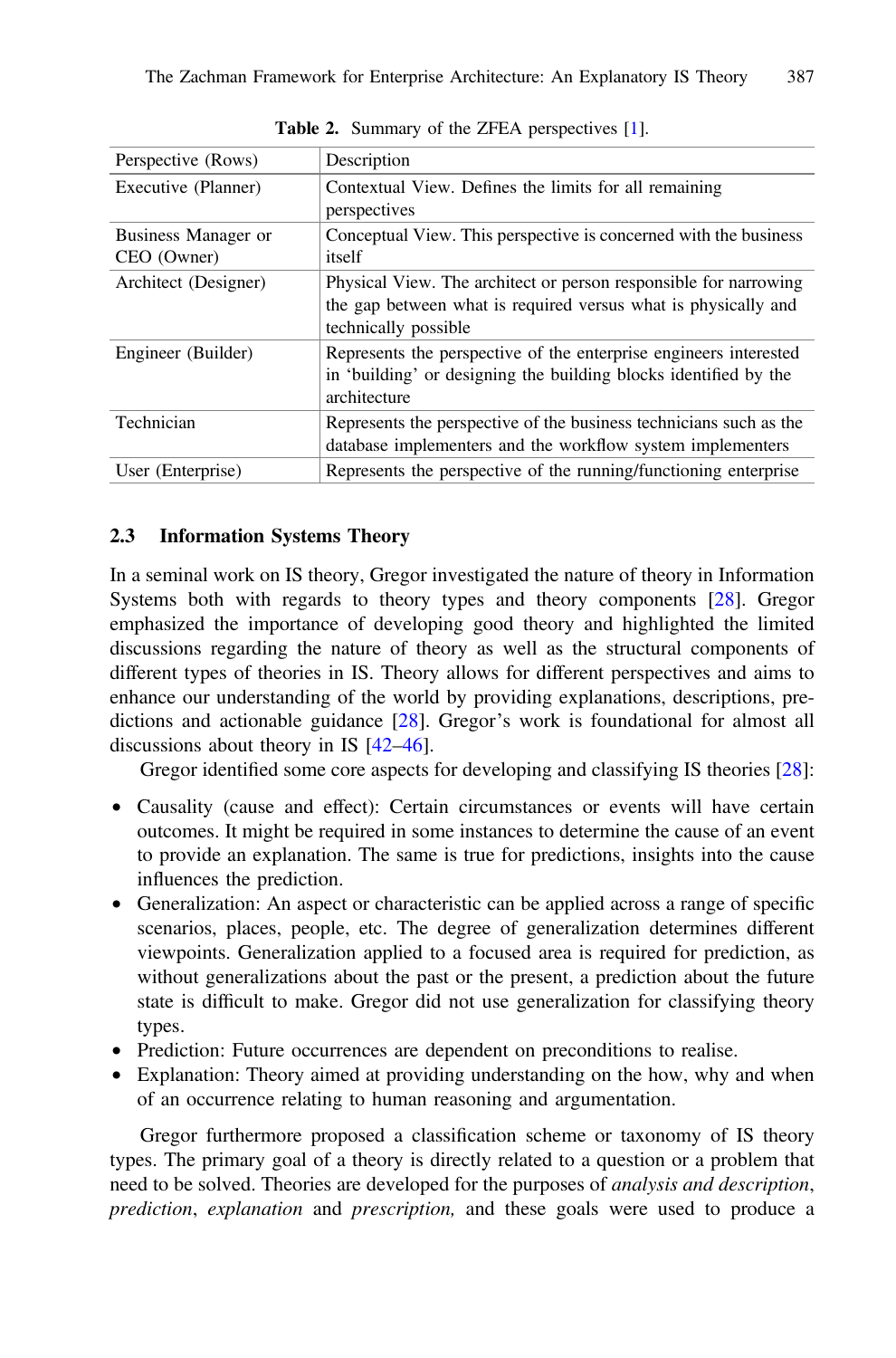**Table 2.** Summary of the ZFEA perspectives [1].

| Perspective (Rows) | Description |
|---|---|
| Executive (Planner) | Contextual View. Defines the limits for all remaining perspectives |
| Business Manager or CEO (Owner) | Conceptual View. This perspective is concerned with the business itself |
| Architect (Designer) | Physical View. The architect or person responsible for narrowing the gap between what is required versus what is physically and technically possible |
| Engineer (Builder) | Represents the perspective of the enterprise engineers interested in 'building' or designing the building blocks identified by the architecture |
| Technician | Represents the perspective of the business technicians such as the database implementers and the workflow system implementers |
| User (Enterprise) | Represents the perspective of the running/functioning enterprise |

### 2.3 Information Systems Theory

In a seminal work on IS theory, Gregor investigated the nature of theory in Information Systems both with regards to theory types and theory components [28]. Gregor emphasized the importance of developing good theory and highlighted the limited discussions regarding the nature of theory as well as the structural components of different types of theories in IS. Theory allows for different perspectives and aims to enhance our understanding of the world by providing explanations, descriptions, predictions and actionable guidance [28]. Gregor's work is foundational for almost all discussions about theory in IS [42–46].

Gregor identified some core aspects for developing and classifying IS theories [28]:

- Causality (cause and effect): Certain circumstances or events will have certain outcomes. It might be required in some instances to determine the cause of an event to provide an explanation. The same is true for predictions, insights into the cause influences the prediction.
- Generalization: An aspect or characteristic can be applied across a range of specific scenarios, places, people, etc. The degree of generalization determines different viewpoints. Generalization applied to a focused area is required for prediction, as without generalizations about the past or the present, a prediction about the future state is difficult to make. Gregor did not use generalization for classifying theory types.
- Prediction: Future occurrences are dependent on preconditions to realise.
- Explanation: Theory aimed at providing understanding on the how, why and when of an occurrence relating to human reasoning and argumentation.

Gregor furthermore proposed a classification scheme or taxonomy of IS theory types. The primary goal of a theory is directly related to a question or a problem that need to be solved. Theories are developed for the purposes of *analysis and description*, *prediction*, *explanation* and *prescription,* and these goals were used to produce a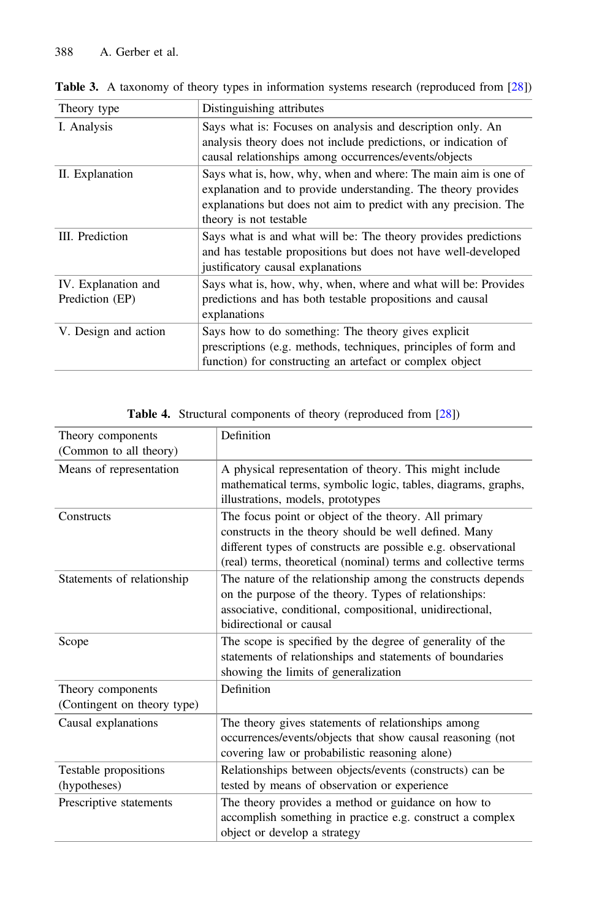**Table 3.** A taxonomy of theory types in information systems research (reproduced from [28])

| Theory type | Distinguishing attributes |
|---|---|
| I. Analysis | Says what is: Focuses on analysis and description only. An analysis theory does not include predictions, or indication of causal relationships among occurrences/events/objects |
| II. Explanation | Says what is, how, why, when and where: The main aim is one of explanation and to provide understanding. The theory provides explanations but does not aim to predict with any precision. The theory is not testable |
| III. Prediction | Says what is and what will be: The theory provides predictions and has testable propositions but does not have well-developed justificatory causal explanations |
| IV. Explanation and Prediction (EP) | Says what is, how, why, when, where and what will be: Provides predictions and has both testable propositions and causal explanations |
| V. Design and action | Says how to do something: The theory gives explicit prescriptions (e.g. methods, techniques, principles of form and function) for constructing an artefact or complex object |

**Table 4.** Structural components of theory (reproduced from [28])

| Theory components (Common to all theory) | Definition |
|---|---|
| Means of representation | A physical representation of theory. This might include mathematical terms, symbolic logic, tables, diagrams, graphs, illustrations, models, prototypes |
| Constructs | The focus point or object of the theory. All primary constructs in the theory should be well defined. Many different types of constructs are possible e.g. observational (real) terms, theoretical (nominal) terms and collective terms |
| Statements of relationship | The nature of the relationship among the constructs depends on the purpose of the theory. Types of relationships: associative, conditional, compositional, unidirectional, bidirectional or causal |
| Scope | The scope is specified by the degree of generality of the statements of relationships and statements of boundaries showing the limits of generalization |
| **Theory components (Contingent on theory type)** | **Definition** |
| Causal explanations | The theory gives statements of relationships among occurrences/events/objects that show causal reasoning (not covering law or probabilistic reasoning alone) |
| Testable propositions (hypotheses) | Relationships between objects/events (constructs) can be tested by means of observation or experience |
| Prescriptive statements | The theory provides a method or guidance on how to accomplish something in practice e.g. construct a complex object or develop a strategy |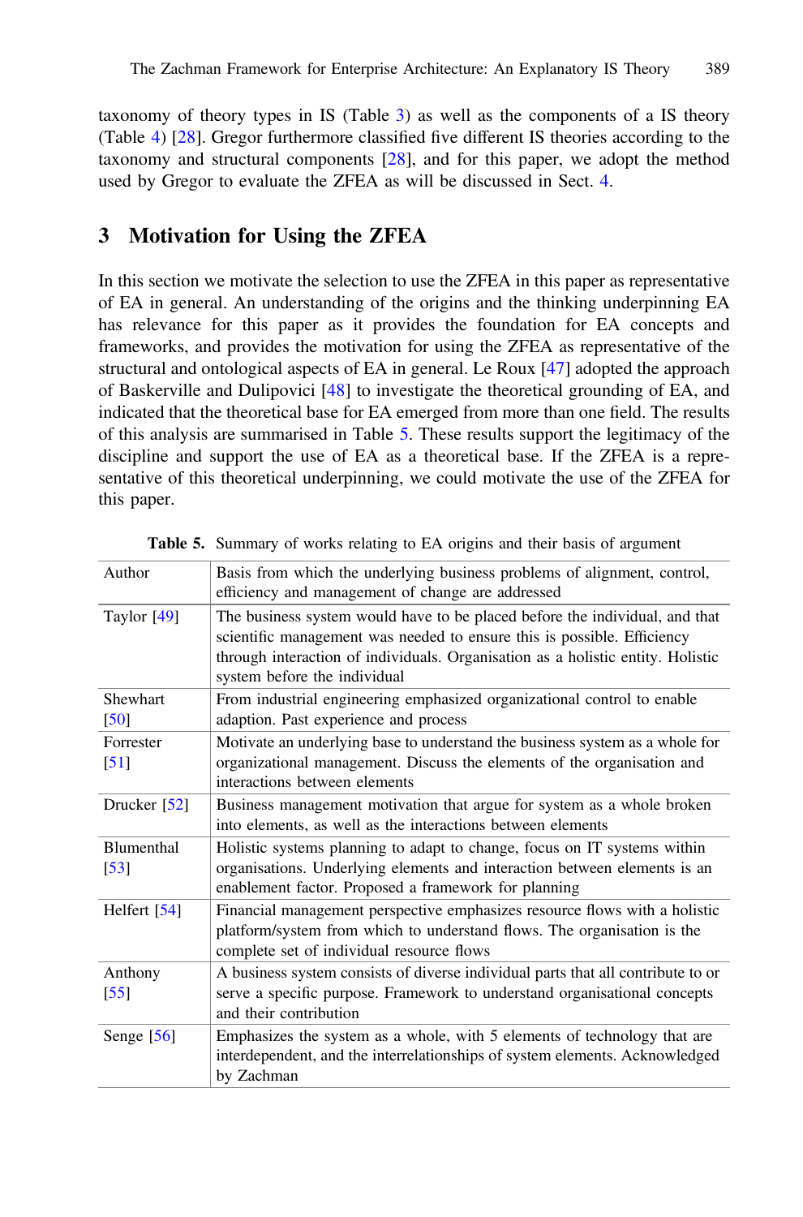taxonomy of theory types in IS (Table 3) as well as the components of a IS theory (Table 4) [28]. Gregor furthermore classified five different IS theories according to the taxonomy and structural components [28], and for this paper, we adopt the method used by Gregor to evaluate the ZFEA as will be discussed in Sect. 4.

## 3 Motivation for Using the ZFEA

In this section we motivate the selection to use the ZFEA in this paper as representative of EA in general. An understanding of the origins and the thinking underpinning EA has relevance for this paper as it provides the foundation for EA concepts and frameworks, and provides the motivation for using the ZFEA as representative of the structural and ontological aspects of EA in general. Le Roux [47] adopted the approach of Baskerville and Dulipovici [48] to investigate the theoretical grounding of EA, and indicated that the theoretical base for EA emerged from more than one field. The results of this analysis are summarised in Table 5. These results support the legitimacy of the discipline and support the use of EA as a theoretical base. If the ZFEA is a representative of this theoretical underpinning, we could motivate the use of the ZFEA for this paper.

**Table 5.** Summary of works relating to EA origins and their basis of argument

| Author | Basis from which the underlying business problems of alignment, control, efficiency and management of change are addressed |
|---|---|
| Taylor [49] | The business system would have to be placed before the individual, and that scientific management was needed to ensure this is possible. Efficiency through interaction of individuals. Organisation as a holistic entity. Holistic system before the individual |
| Shewhart [50] | From industrial engineering emphasized organizational control to enable adaption. Past experience and process |
| Forrester [51] | Motivate an underlying base to understand the business system as a whole for organizational management. Discuss the elements of the organisation and interactions between elements |
| Drucker [52] | Business management motivation that argue for system as a whole broken into elements, as well as the interactions between elements |
| Blumenthal [53] | Holistic systems planning to adapt to change, focus on IT systems within organisations. Underlying elements and interaction between elements is an enablement factor. Proposed a framework for planning |
| Helfert [54] | Financial management perspective emphasizes resource flows with a holistic platform/system from which to understand flows. The organisation is the complete set of individual resource flows |
| Anthony [55] | A business system consists of diverse individual parts that all contribute to or serve a specific purpose. Framework to understand organisational concepts and their contribution |
| Senge [56] | Emphasizes the system as a whole, with 5 elements of technology that are interdependent, and the interrelationships of system elements. Acknowledged by Zachman |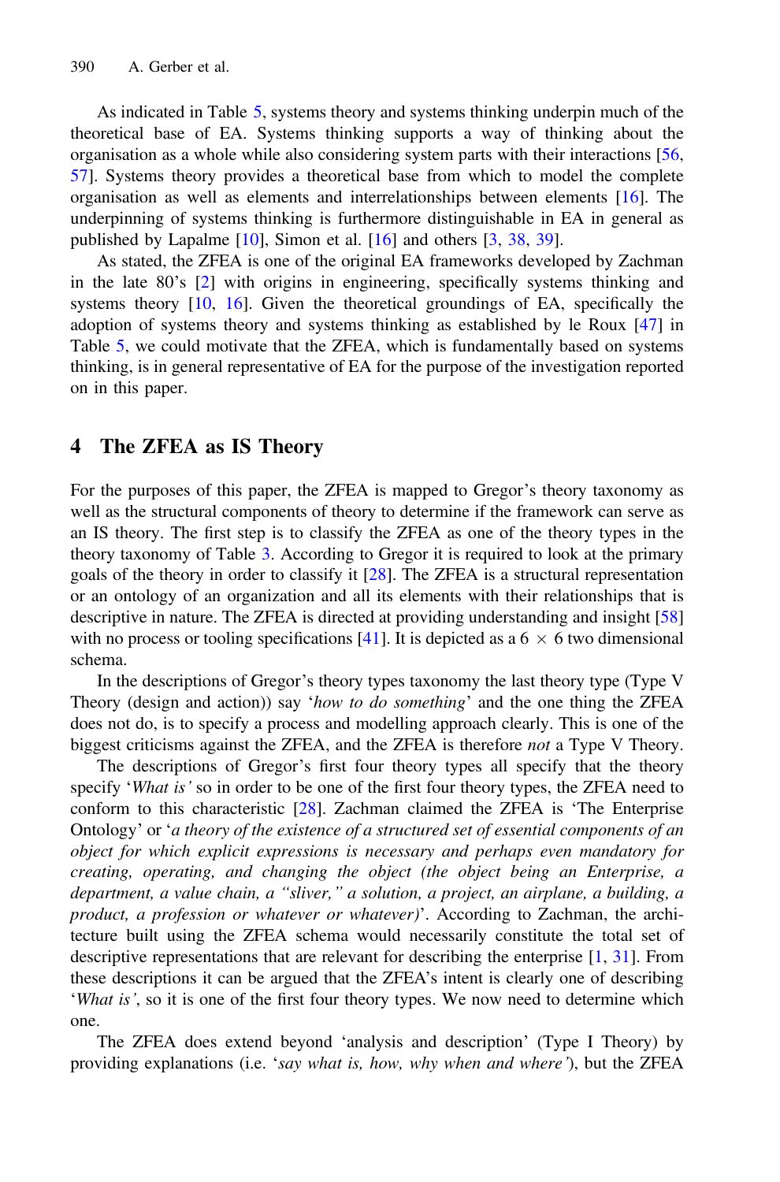As indicated in Table 5, systems theory and systems thinking underpin much of the theoretical base of EA. Systems thinking supports a way of thinking about the organisation as a whole while also considering system parts with their interactions [56, 57]. Systems theory provides a theoretical base from which to model the complete organisation as well as elements and interrelationships between elements [16]. The underpinning of systems thinking is furthermore distinguishable in EA in general as published by Lapalme [10], Simon et al. [16] and others [3, 38, 39].

As stated, the ZFEA is one of the original EA frameworks developed by Zachman in the late 80's [2] with origins in engineering, specifically systems thinking and systems theory [10, 16]. Given the theoretical groundings of EA, specifically the adoption of systems theory and systems thinking as established by le Roux [47] in Table 5, we could motivate that the ZFEA, which is fundamentally based on systems thinking, is in general representative of EA for the purpose of the investigation reported on in this paper.

## 4 The ZFEA as IS Theory

For the purposes of this paper, the ZFEA is mapped to Gregor's theory taxonomy as well as the structural components of theory to determine if the framework can serve as an IS theory. The first step is to classify the ZFEA as one of the theory types in the theory taxonomy of Table 3. According to Gregor it is required to look at the primary goals of the theory in order to classify it [28]. The ZFEA is a structural representation or an ontology of an organization and all its elements with their relationships that is descriptive in nature. The ZFEA is directed at providing understanding and insight [58] with no process or tooling specifications [41]. It is depicted as a 6 × 6 two dimensional schema.

In the descriptions of Gregor's theory types taxonomy the last theory type (Type V Theory (design and action)) say '*how to do something*' and the one thing the ZFEA does not do, is to specify a process and modelling approach clearly. This is one of the biggest criticisms against the ZFEA, and the ZFEA is therefore *not* a Type V Theory.

The descriptions of Gregor's first four theory types all specify that the theory specify '*What is'* so in order to be one of the first four theory types, the ZFEA need to conform to this characteristic [28]. Zachman claimed the ZFEA is 'The Enterprise Ontology' or '*a theory of the existence of a structured set of essential components of an object for which explicit expressions is necessary and perhaps even mandatory for creating, operating, and changing the object (the object being an Enterprise, a department, a value chain, a "sliver," a solution, a project, an airplane, a building, a product, a profession or whatever or whatever)*'. According to Zachman, the architecture built using the ZFEA schema would necessarily constitute the total set of descriptive representations that are relevant for describing the enterprise [1, 31]. From these descriptions it can be argued that the ZFEA's intent is clearly one of describing '*What is'*, so it is one of the first four theory types. We now need to determine which one.

The ZFEA does extend beyond 'analysis and description' (Type I Theory) by providing explanations (i.e. '*say what is, how, why when and where'*), but the ZFEA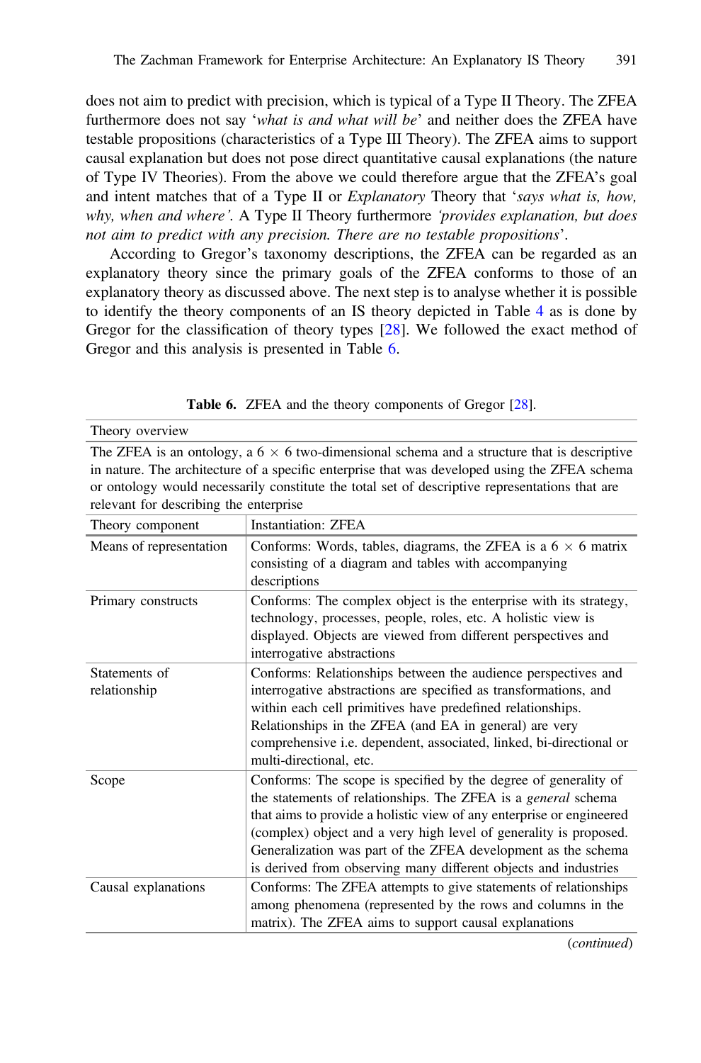does not aim to predict with precision, which is typical of a Type II Theory. The ZFEA furthermore does not say '*what is and what will be*' and neither does the ZFEA have testable propositions (characteristics of a Type III Theory). The ZFEA aims to support causal explanation but does not pose direct quantitative causal explanations (the nature of Type IV Theories). From the above we could therefore argue that the ZFEA's goal and intent matches that of a Type II or *Explanatory* Theory that '*says what is, how, why, when and where'*. A Type II Theory furthermore *'provides explanation, but does not aim to predict with any precision. There are no testable propositions*'.

According to Gregor's taxonomy descriptions, the ZFEA can be regarded as an explanatory theory since the primary goals of the ZFEA conforms to those of an explanatory theory as discussed above. The next step is to analyse whether it is possible to identify the theory components of an IS theory depicted in Table 4 as is done by Gregor for the classification of theory types [28]. We followed the exact method of Gregor and this analysis is presented in Table 6.

**Table 6.** ZFEA and the theory components of Gregor [28].

| Theory overview | |
|---|---|
| The ZFEA is an ontology, a 6 × 6 two-dimensional schema and a structure that is descriptive in nature. The architecture of a specific enterprise that was developed using the ZFEA schema or ontology would necessarily constitute the total set of descriptive representations that are relevant for describing the enterprise | |
| **Theory component** | **Instantiation: ZFEA** |
| Means of representation | Conforms: Words, tables, diagrams, the ZFEA is a 6 × 6 matrix consisting of a diagram and tables with accompanying descriptions |
| Primary constructs | Conforms: The complex object is the enterprise with its strategy, technology, processes, people, roles, etc. A holistic view is displayed. Objects are viewed from different perspectives and interrogative abstractions |
| Statements of relationship | Conforms: Relationships between the audience perspectives and interrogative abstractions are specified as transformations, and within each cell primitives have predefined relationships. Relationships in the ZFEA (and EA in general) are very comprehensive i.e. dependent, associated, linked, bi-directional or multi-directional, etc. |
| Scope | Conforms: The scope is specified by the degree of generality of the statements of relationships. The ZFEA is a *general* schema that aims to provide a holistic view of any enterprise or engineered (complex) object and a very high level of generality is proposed. Generalization was part of the ZFEA development as the schema is derived from observing many different objects and industries |
| Causal explanations | Conforms: The ZFEA attempts to give statements of relationships among phenomena (represented by the rows and columns in the matrix). The ZFEA aims to support causal explanations |

(*continued*)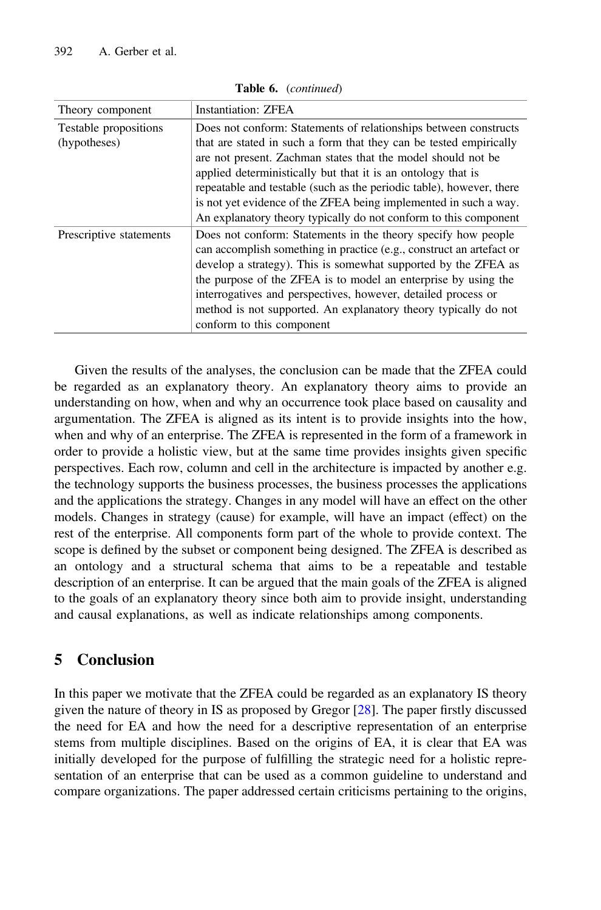**Table 6.** (*continued*)

| Theory component | Instantiation: ZFEA |
|---|---|
| Testable propositions (hypotheses) | Does not conform: Statements of relationships between constructs that are stated in such a form that they can be tested empirically are not present. Zachman states that the model should not be applied deterministically but that it is an ontology that is repeatable and testable (such as the periodic table), however, there is not yet evidence of the ZFEA being implemented in such a way. An explanatory theory typically do not conform to this component |
| Prescriptive statements | Does not conform: Statements in the theory specify how people can accomplish something in practice (e.g., construct an artefact or develop a strategy). This is somewhat supported by the ZFEA as the purpose of the ZFEA is to model an enterprise by using the interrogatives and perspectives, however, detailed process or method is not supported. An explanatory theory typically do not conform to this component |

Given the results of the analyses, the conclusion can be made that the ZFEA could be regarded as an explanatory theory. An explanatory theory aims to provide an understanding on how, when and why an occurrence took place based on causality and argumentation. The ZFEA is aligned as its intent is to provide insights into the how, when and why of an enterprise. The ZFEA is represented in the form of a framework in order to provide a holistic view, but at the same time provides insights given specific perspectives. Each row, column and cell in the architecture is impacted by another e.g. the technology supports the business processes, the business processes the applications and the applications the strategy. Changes in any model will have an effect on the other models. Changes in strategy (cause) for example, will have an impact (effect) on the rest of the enterprise. All components form part of the whole to provide context. The scope is defined by the subset or component being designed. The ZFEA is described as an ontology and a structural schema that aims to be a repeatable and testable description of an enterprise. It can be argued that the main goals of the ZFEA is aligned to the goals of an explanatory theory since both aim to provide insight, understanding and causal explanations, as well as indicate relationships among components.

## 5 Conclusion

In this paper we motivate that the ZFEA could be regarded as an explanatory IS theory given the nature of theory in IS as proposed by Gregor [28]. The paper firstly discussed the need for EA and how the need for a descriptive representation of an enterprise stems from multiple disciplines. Based on the origins of EA, it is clear that EA was initially developed for the purpose of fulfilling the strategic need for a holistic representation of an enterprise that can be used as a common guideline to understand and compare organizations. The paper addressed certain criticisms pertaining to the origins,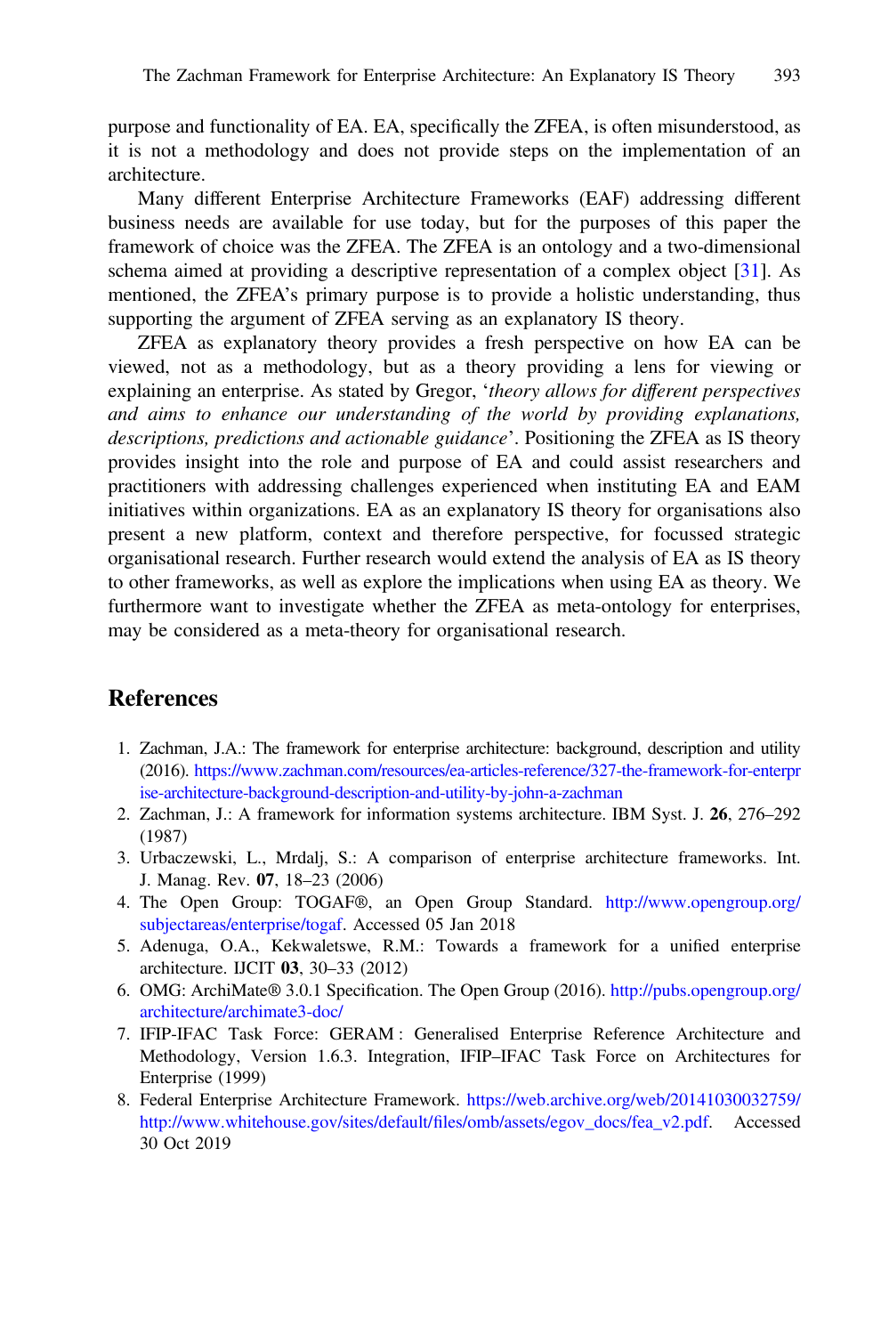purpose and functionality of EA. EA, specifically the ZFEA, is often misunderstood, as it is not a methodology and does not provide steps on the implementation of an architecture.

Many different Enterprise Architecture Frameworks (EAF) addressing different business needs are available for use today, but for the purposes of this paper the framework of choice was the ZFEA. The ZFEA is an ontology and a two-dimensional schema aimed at providing a descriptive representation of a complex object [31]. As mentioned, the ZFEA's primary purpose is to provide a holistic understanding, thus supporting the argument of ZFEA serving as an explanatory IS theory.

ZFEA as explanatory theory provides a fresh perspective on how EA can be viewed, not as a methodology, but as a theory providing a lens for viewing or explaining an enterprise. As stated by Gregor, '*theory allows for different perspectives and aims to enhance our understanding of the world by providing explanations, descriptions, predictions and actionable guidance*'. Positioning the ZFEA as IS theory provides insight into the role and purpose of EA and could assist researchers and practitioners with addressing challenges experienced when instituting EA and EAM initiatives within organizations. EA as an explanatory IS theory for organisations also present a new platform, context and therefore perspective, for focussed strategic organisational research. Further research would extend the analysis of EA as IS theory to other frameworks, as well as explore the implications when using EA as theory. We furthermore want to investigate whether the ZFEA as meta-ontology for enterprises, may be considered as a meta-theory for organisational research.

## References

1. Zachman, J.A.: The framework for enterprise architecture: background, description and utility (2016). https://www.zachman.com/resources/ea-articles-reference/327-the-framework-for-enterprise-architecture-background-description-and-utility-by-john-a-zachman
2. Zachman, J.: A framework for information systems architecture. IBM Syst. J. **26**, 276–292 (1987)
3. Urbaczewski, L., Mrdalj, S.: A comparison of enterprise architecture frameworks. Int. J. Manag. Rev. **07**, 18–23 (2006)
4. The Open Group: TOGAF®, an Open Group Standard. http://www.opengroup.org/subjectareas/enterprise/togaf. Accessed 05 Jan 2018
5. Adenuga, O.A., Kekwaletswe, R.M.: Towards a framework for a unified enterprise architecture. IJCIT **03**, 30–33 (2012)
6. OMG: ArchiMate® 3.0.1 Specification. The Open Group (2016). http://pubs.opengroup.org/architecture/archimate3-doc/
7. IFIP-IFAC Task Force: GERAM : Generalised Enterprise Reference Architecture and Methodology, Version 1.6.3. Integration, IFIP–IFAC Task Force on Architectures for Enterprise (1999)
8. Federal Enterprise Architecture Framework. https://web.archive.org/web/20141030032759/http://www.whitehouse.gov/sites/default/files/omb/assets/egov_docs/fea_v2.pdf. Accessed 30 Oct 2019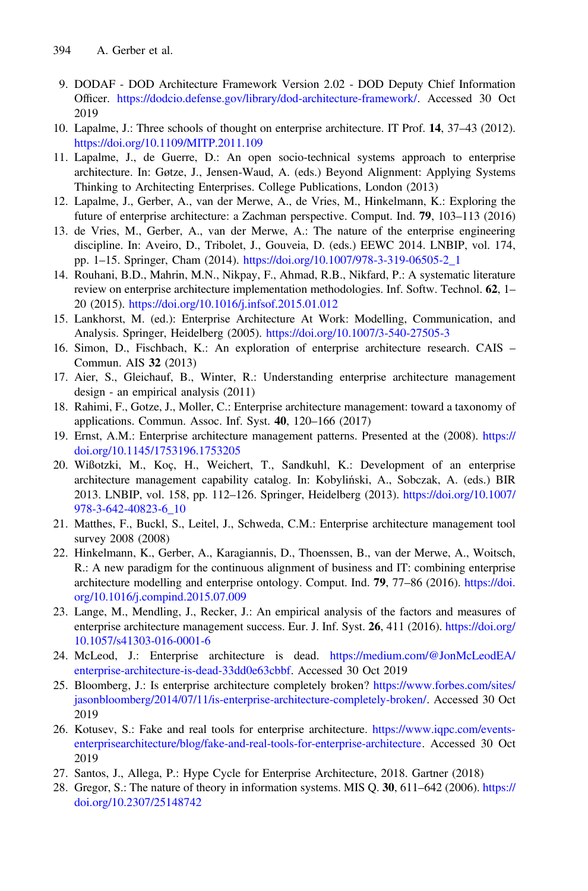9. DODAF - DOD Architecture Framework Version 2.02 - DOD Deputy Chief Information Officer. https://dodcio.defense.gov/library/dod-architecture-framework/. Accessed 30 Oct 2019
10. Lapalme, J.: Three schools of thought on enterprise architecture. IT Prof. **14**, 37–43 (2012). https://doi.org/10.1109/MITP.2011.109
11. Lapalme, J., de Guerre, D.: An open socio-technical systems approach to enterprise architecture. In: Gøtze, J., Jensen-Waud, A. (eds.) Beyond Alignment: Applying Systems Thinking to Architecting Enterprises. College Publications, London (2013)
12. Lapalme, J., Gerber, A., van der Merwe, A., de Vries, M., Hinkelmann, K.: Exploring the future of enterprise architecture: a Zachman perspective. Comput. Ind. **79**, 103–113 (2016)
13. de Vries, M., Gerber, A., van der Merwe, A.: The nature of the enterprise engineering discipline. In: Aveiro, D., Tribolet, J., Gouveia, D. (eds.) EEWC 2014. LNBIP, vol. 174, pp. 1–15. Springer, Cham (2014). https://doi.org/10.1007/978-3-319-06505-2_1
14. Rouhani, B.D., Mahrin, M.N., Nikpay, F., Ahmad, R.B., Nikfard, P.: A systematic literature review on enterprise architecture implementation methodologies. Inf. Softw. Technol. **62**, 1–20 (2015). https://doi.org/10.1016/j.infsof.2015.01.012
15. Lankhorst, M. (ed.): Enterprise Architecture At Work: Modelling, Communication, and Analysis. Springer, Heidelberg (2005). https://doi.org/10.1007/3-540-27505-3
16. Simon, D., Fischbach, K.: An exploration of enterprise architecture research. CAIS – Commun. AIS **32** (2013)
17. Aier, S., Gleichauf, B., Winter, R.: Understanding enterprise architecture management design - an empirical analysis (2011)
18. Rahimi, F., Gotze, J., Moller, C.: Enterprise architecture management: toward a taxonomy of applications. Commun. Assoc. Inf. Syst. **40**, 120–166 (2017)
19. Ernst, A.M.: Enterprise architecture management patterns. Presented at the (2008). https://doi.org/10.1145/1753196.1753205
20. Wißotzki, M., Koç, H., Weichert, T., Sandkuhl, K.: Development of an enterprise architecture management capability catalog. In: Kobyliński, A., Sobczak, A. (eds.) BIR 2013. LNBIP, vol. 158, pp. 112–126. Springer, Heidelberg (2013). https://doi.org/10.1007/978-3-642-40823-6_10
21. Matthes, F., Buckl, S., Leitel, J., Schweda, C.M.: Enterprise architecture management tool survey 2008 (2008)
22. Hinkelmann, K., Gerber, A., Karagiannis, D., Thoenssen, B., van der Merwe, A., Woitsch, R.: A new paradigm for the continuous alignment of business and IT: combining enterprise architecture modelling and enterprise ontology. Comput. Ind. **79**, 77–86 (2016). https://doi.org/10.1016/j.compind.2015.07.009
23. Lange, M., Mendling, J., Recker, J.: An empirical analysis of the factors and measures of enterprise architecture management success. Eur. J. Inf. Syst. **26**, 411 (2016). https://doi.org/10.1057/s41303-016-0001-6
24. McLeod, J.: Enterprise architecture is dead. https://medium.com/@JonMcLeodEA/enterprise-architecture-is-dead-33dd0e63cbbf. Accessed 30 Oct 2019
25. Bloomberg, J.: Is enterprise architecture completely broken? https://www.forbes.com/sites/jasonbloomberg/2014/07/11/is-enterprise-architecture-completely-broken/. Accessed 30 Oct 2019
26. Kotusev, S.: Fake and real tools for enterprise architecture. https://www.iqpc.com/events-enterprisearchitecture/blog/fake-and-real-tools-for-enterprise-architecture. Accessed 30 Oct 2019
27. Santos, J., Allega, P.: Hype Cycle for Enterprise Architecture, 2018. Gartner (2018)
28. Gregor, S.: The nature of theory in information systems. MIS Q. **30**, 611–642 (2006). https://doi.org/10.2307/25148742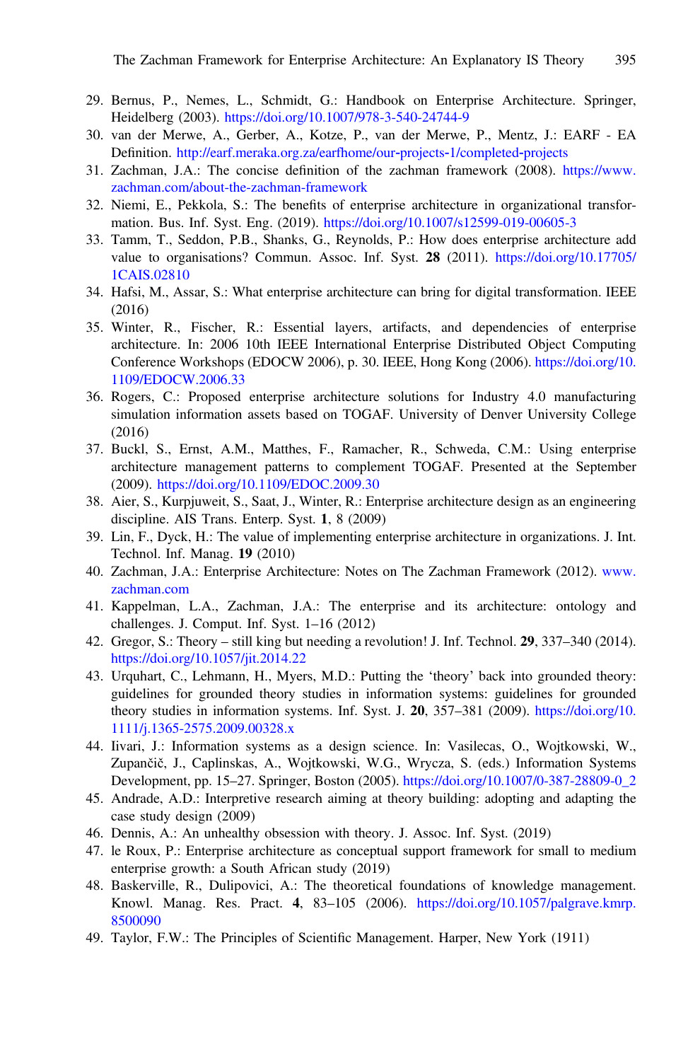29. Bernus, P., Nemes, L., Schmidt, G.: Handbook on Enterprise Architecture. Springer, Heidelberg (2003). https://doi.org/10.1007/978-3-540-24744-9
30. van der Merwe, A., Gerber, A., Kotze, P., van der Merwe, P., Mentz, J.: EARF - EA Definition. http://earf.meraka.org.za/earfhome/our-projects-1/completed-projects
31. Zachman, J.A.: The concise definition of the zachman framework (2008). https://www.zachman.com/about-the-zachman-framework
32. Niemi, E., Pekkola, S.: The benefits of enterprise architecture in organizational transformation. Bus. Inf. Syst. Eng. (2019). https://doi.org/10.1007/s12599-019-00605-3
33. Tamm, T., Seddon, P.B., Shanks, G., Reynolds, P.: How does enterprise architecture add value to organisations? Commun. Assoc. Inf. Syst. **28** (2011). https://doi.org/10.17705/1CAIS.02810
34. Hafsi, M., Assar, S.: What enterprise architecture can bring for digital transformation. IEEE (2016)
35. Winter, R., Fischer, R.: Essential layers, artifacts, and dependencies of enterprise architecture. In: 2006 10th IEEE International Enterprise Distributed Object Computing Conference Workshops (EDOCW 2006), p. 30. IEEE, Hong Kong (2006). https://doi.org/10.1109/EDOCW.2006.33
36. Rogers, C.: Proposed enterprise architecture solutions for Industry 4.0 manufacturing simulation information assets based on TOGAF. University of Denver University College (2016)
37. Buckl, S., Ernst, A.M., Matthes, F., Ramacher, R., Schweda, C.M.: Using enterprise architecture management patterns to complement TOGAF. Presented at the September (2009). https://doi.org/10.1109/EDOC.2009.30
38. Aier, S., Kurpjuweit, S., Saat, J., Winter, R.: Enterprise architecture design as an engineering discipline. AIS Trans. Enterp. Syst. **1**, 8 (2009)
39. Lin, F., Dyck, H.: The value of implementing enterprise architecture in organizations. J. Int. Technol. Inf. Manag. **19** (2010)
40. Zachman, J.A.: Enterprise Architecture: Notes on The Zachman Framework (2012). www.zachman.com
41. Kappelman, L.A., Zachman, J.A.: The enterprise and its architecture: ontology and challenges. J. Comput. Inf. Syst. 1–16 (2012)
42. Gregor, S.: Theory – still king but needing a revolution! J. Inf. Technol. **29**, 337–340 (2014). https://doi.org/10.1057/jit.2014.22
43. Urquhart, C., Lehmann, H., Myers, M.D.: Putting the 'theory' back into grounded theory: guidelines for grounded theory studies in information systems: guidelines for grounded theory studies in information systems. Inf. Syst. J. **20**, 357–381 (2009). https://doi.org/10.1111/j.1365-2575.2009.00328.x
44. Iivari, J.: Information systems as a design science. In: Vasilecas, O., Wojtkowski, W., Zupančič, J., Caplinskas, A., Wojtkowski, W.G., Wrycza, S. (eds.) Information Systems Development, pp. 15–27. Springer, Boston (2005). https://doi.org/10.1007/0-387-28809-0_2
45. Andrade, A.D.: Interpretive research aiming at theory building: adopting and adapting the case study design (2009)
46. Dennis, A.: An unhealthy obsession with theory. J. Assoc. Inf. Syst. (2019)
47. le Roux, P.: Enterprise architecture as conceptual support framework for small to medium enterprise growth: a South African study (2019)
48. Baskerville, R., Dulipovici, A.: The theoretical foundations of knowledge management. Knowl. Manag. Res. Pract. **4**, 83–105 (2006). https://doi.org/10.1057/palgrave.kmrp.8500090
49. Taylor, F.W.: The Principles of Scientific Management. Harper, New York (1911)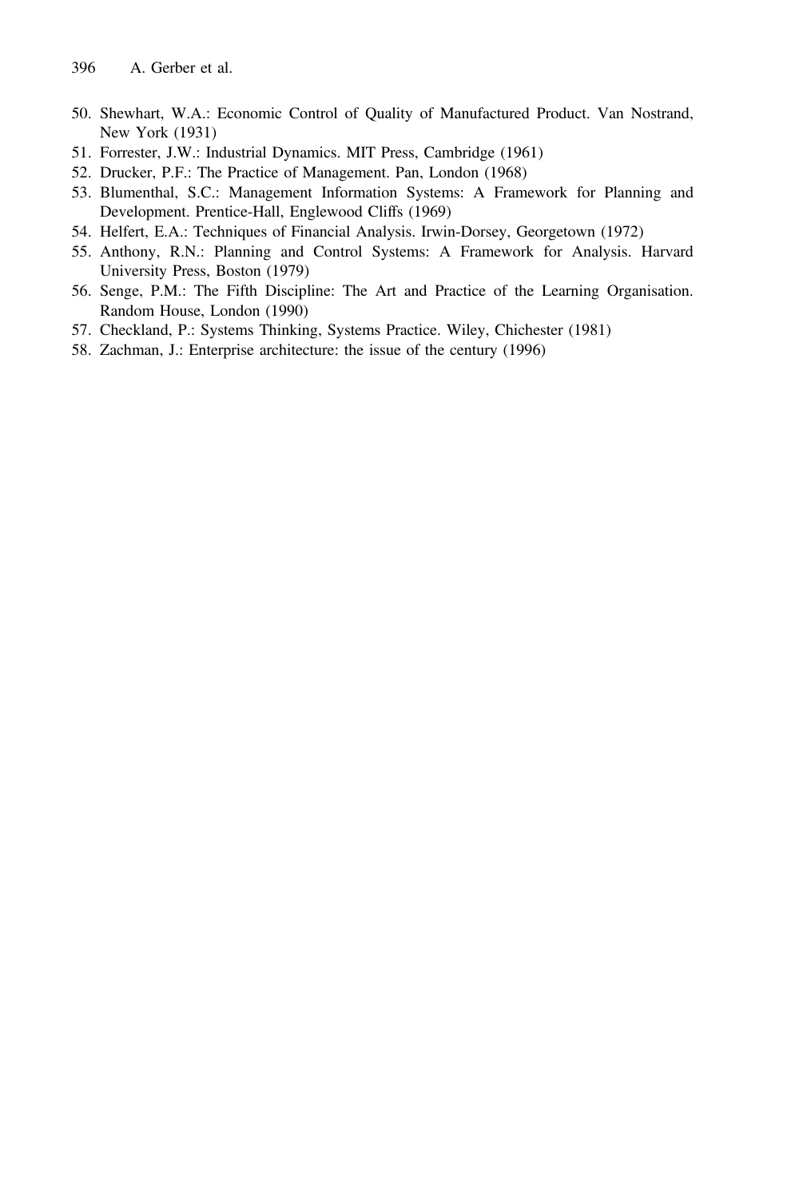50. Shewhart, W.A.: Economic Control of Quality of Manufactured Product. Van Nostrand, New York (1931)
51. Forrester, J.W.: Industrial Dynamics. MIT Press, Cambridge (1961)
52. Drucker, P.F.: The Practice of Management. Pan, London (1968)
53. Blumenthal, S.C.: Management Information Systems: A Framework for Planning and Development. Prentice-Hall, Englewood Cliffs (1969)
54. Helfert, E.A.: Techniques of Financial Analysis. Irwin-Dorsey, Georgetown (1972)
55. Anthony, R.N.: Planning and Control Systems: A Framework for Analysis. Harvard University Press, Boston (1979)
56. Senge, P.M.: The Fifth Discipline: The Art and Practice of the Learning Organisation. Random House, London (1990)
57. Checkland, P.: Systems Thinking, Systems Practice. Wiley, Chichester (1981)
58. Zachman, J.: Enterprise architecture: the issue of the century (1996)